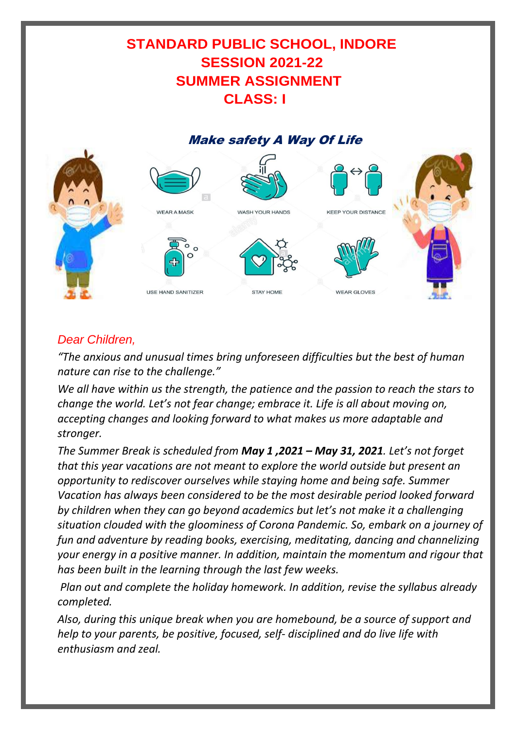# STANDARD PUBLIC SCHOOL, INDORE
# SESSION 2021-22
# SUMMER ASSIGNMENT
# CLASS: I

## *Make safety A Way Of Life*

WEAR A MASK

WASH YOUR HANDS

KEEP YOUR DISTANCE

USE HAND SANITIZER

STAY HOME

WEAR GLOVES

*Dear Children,*

*"The anxious and unusual times bring unforeseen difficulties but the best of human nature can rise to the challenge."*

*We all have within us the strength, the patience and the passion to reach the stars to change the world. Let's not fear change; embrace it. Life is all about moving on, accepting changes and looking forward to what makes us more adaptable and stronger.*

*The Summer Break is scheduled from **May 1 ,2021 – May 31, 2021**. Let's not forget that this year vacations are not meant to explore the world outside but present an opportunity to rediscover ourselves while staying home and being safe. Summer Vacation has always been considered to be the most desirable period looked forward by children when they can go beyond academics but let's not make it a challenging situation clouded with the gloominess of Corona Pandemic. So, embark on a journey of fun and adventure by reading books, exercising, meditating, dancing and channelizing your energy in a positive manner. In addition, maintain the momentum and rigour that has been built in the learning through the last few weeks.*

*Plan out and complete the holiday homework. In addition, revise the syllabus already completed.*

*Also, during this unique break when you are homebound, be a source of support and help to your parents, be positive, focused, self- disciplined and do live life with enthusiasm and zeal.*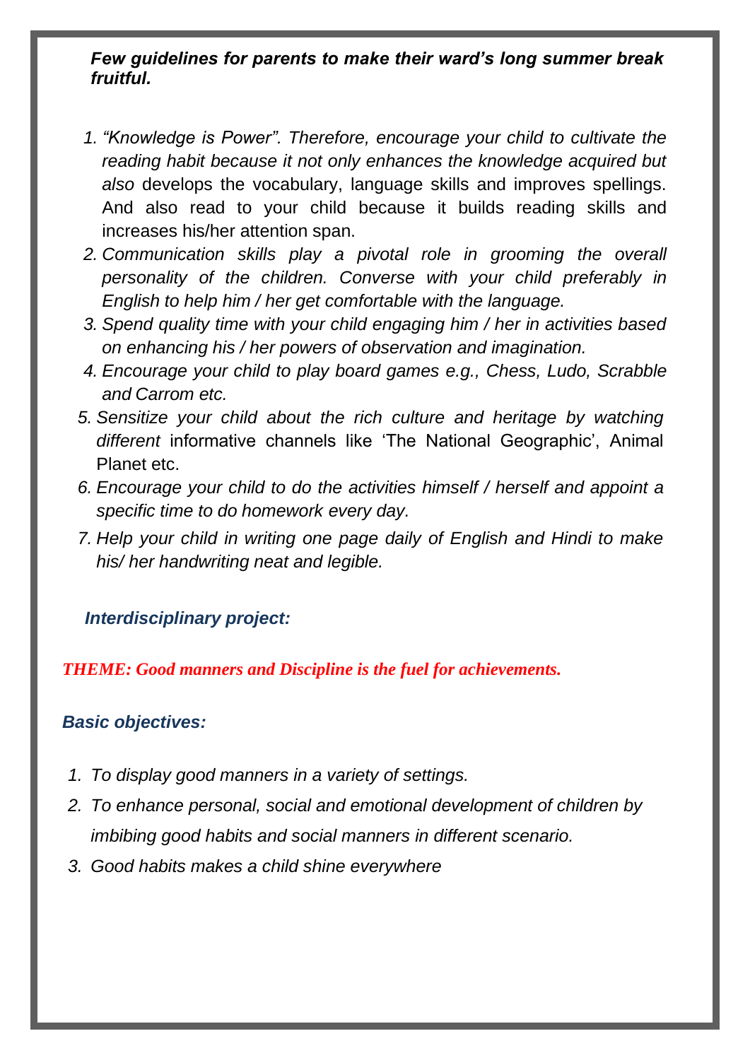***Few guidelines for parents to make their ward's long summer break fruitful.***

1. *"Knowledge is Power". Therefore, encourage your child to cultivate the reading habit because it not only enhances the knowledge acquired but also* develops the vocabulary, language skills and improves spellings. And also read to your child because it builds reading skills and increases his/her attention span.
2. *Communication skills play a pivotal role in grooming the overall personality of the children. Converse with your child preferably in English to help him / her get comfortable with the language.*
3. *Spend quality time with your child engaging him / her in activities based on enhancing his / her powers of observation and imagination.*
4. *Encourage your child to play board games e.g., Chess, Ludo, Scrabble and Carrom etc.*
5. *Sensitize your child about the rich culture and heritage by watching different* informative channels like 'The National Geographic', Animal Planet etc.
6. *Encourage your child to do the activities himself / herself and appoint a specific time to do homework every day.*
7. *Help your child in writing one page daily of English and Hindi to make his/ her handwriting neat and legible.*

***Interdisciplinary project:***

***THEME: Good manners and Discipline is the fuel for achievements.***

***Basic objectives:***

1. *To display good manners in a variety of settings.*
2. *To enhance personal, social and emotional development of children by imbibing good habits and social manners in different scenario.*
3. *Good habits makes a child shine everywhere*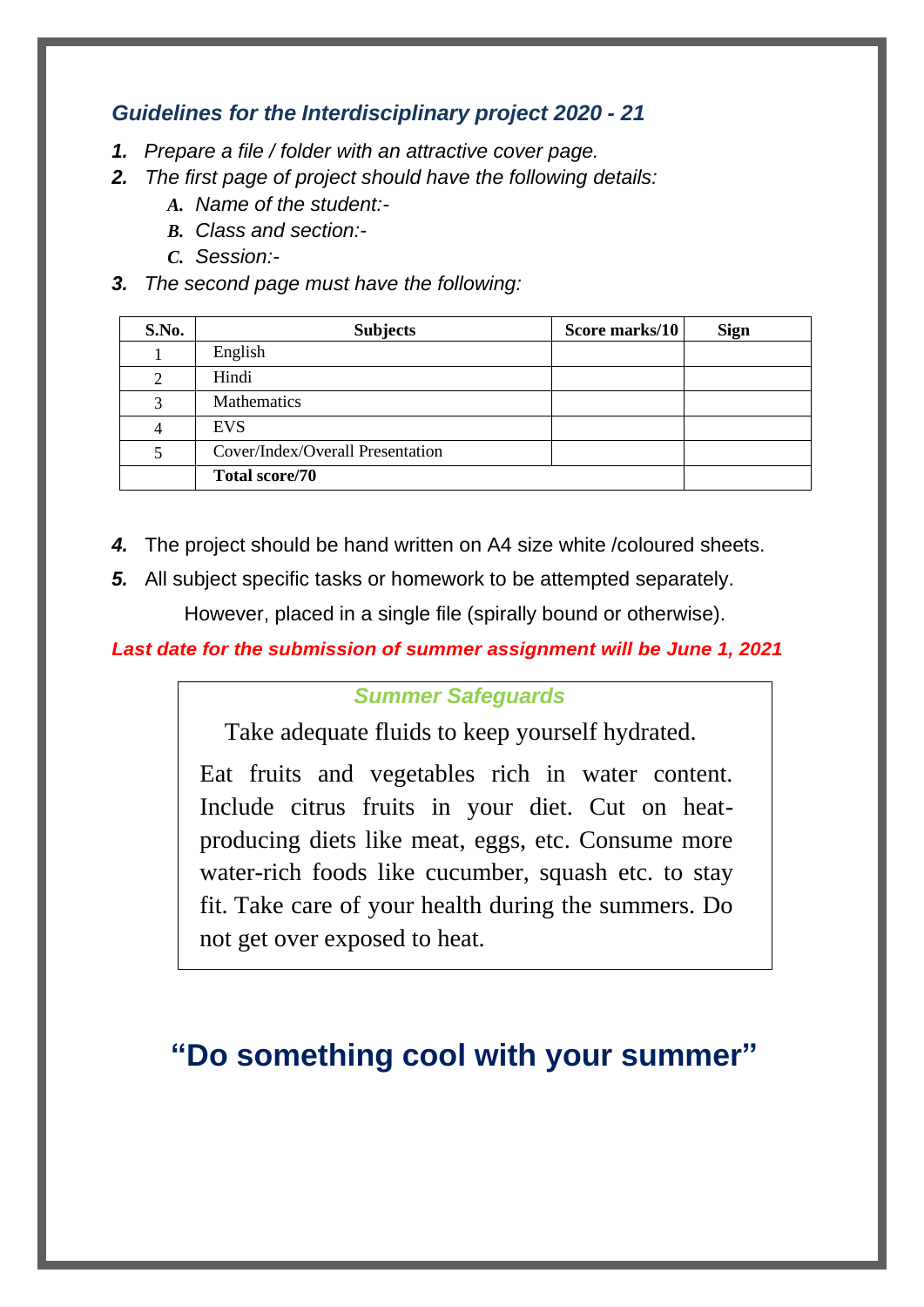## *Guidelines for the Interdisciplinary project 2020 - 21*

1. *Prepare a file / folder with an attractive cover page.*
2. *The first page of project should have the following details:*
   - A. *Name of the student:-*
   - B. *Class and section:-*
   - C. *Session:-*
3. *The second page must have the following:*

| S.No. | Subjects | Score marks/10 | Sign |
|---|---|---|---|
| 1 | English | | |
| 2 | Hindi | | |
| 3 | Mathematics | | |
| 4 | EVS | | |
| 5 | Cover/Index/Overall Presentation | | |
| | **Total score/70** | | |

4. The project should be hand written on A4 size white /coloured sheets.
5. All subject specific tasks or homework to be attempted separately. However, placed in a single file (spirally bound or otherwise).

***Last date for the submission of summer assignment will be June 1, 2021***

### *Summer Safeguards*

Take adequate fluids to keep yourself hydrated.

Eat fruits and vegetables rich in water content. Include citrus fruits in your diet. Cut on heat-producing diets like meat, eggs, etc. Consume more water-rich foods like cucumber, squash etc. to stay fit. Take care of your health during the summers. Do not get over exposed to heat.

## "Do something cool with your summer"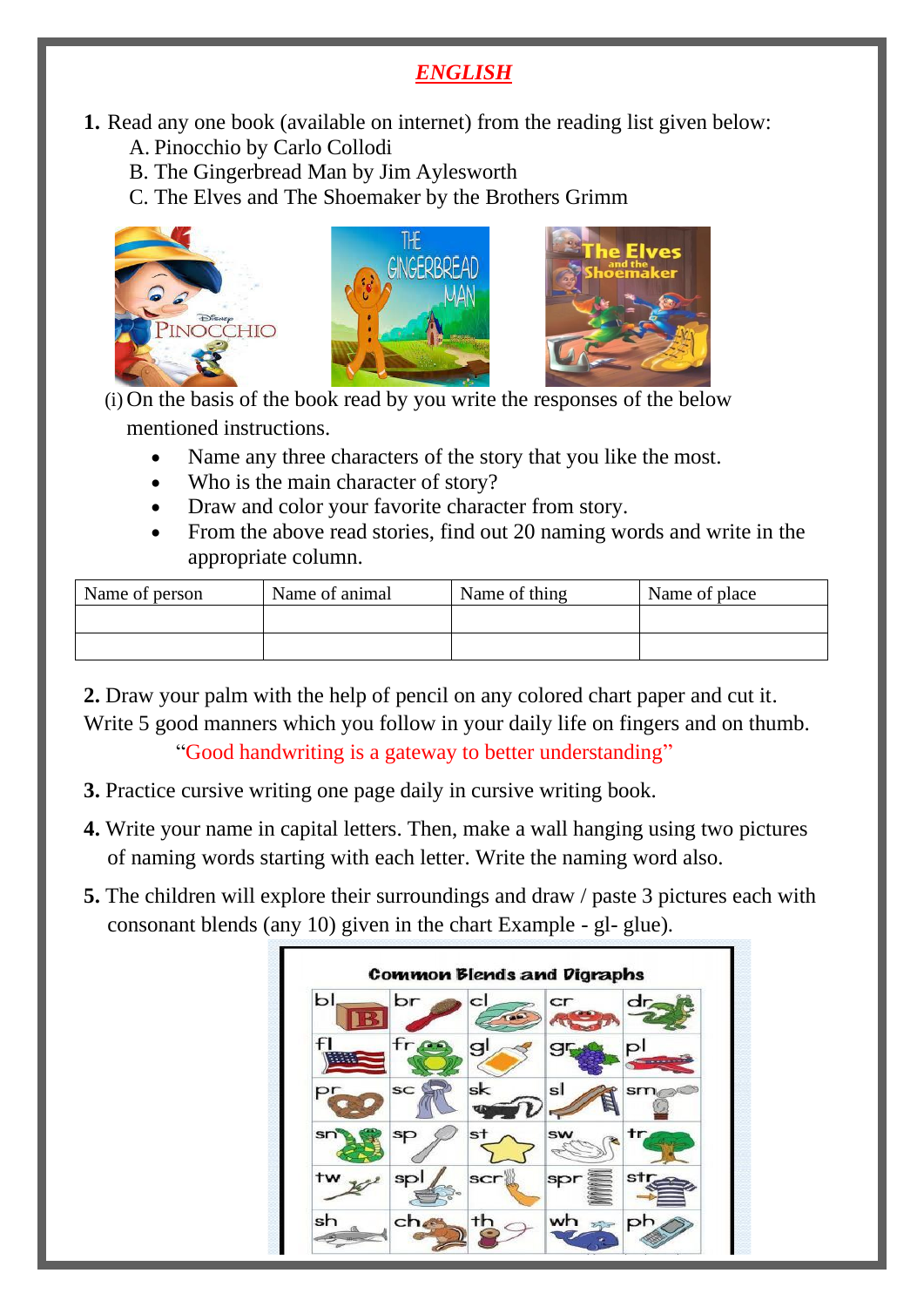# ENGLISH

**1.** Read any one book (available on internet) from the reading list given below:

A. Pinocchio by Carlo Collodi
B. The Gingerbread Man by Jim Aylesworth
C. The Elves and The Shoemaker by the Brothers Grimm

(i) On the basis of the book read by you write the responses of the below mentioned instructions.

- Name any three characters of the story that you like the most.
- Who is the main character of story?
- Draw and color your favorite character from story.
- From the above read stories, find out 20 naming words and write in the appropriate column.

| Name of person | Name of animal | Name of thing | Name of place |
| --- | --- | --- | --- |
| | | | |
| | | | |

**2.** Draw your palm with the help of pencil on any colored chart paper and cut it. Write 5 good manners which you follow in your daily life on fingers and on thumb.

"Good handwriting is a gateway to better understanding"

**3.** Practice cursive writing one page daily in cursive writing book.

**4.** Write your name in capital letters. Then, make a wall hanging using two pictures of naming words starting with each letter. Write the naming word also.

**5.** The children will explore their surroundings and draw / paste 3 pictures each with consonant blends (any 10) given in the chart Example - gl- glue).

**Common Blends and Digraphs**

| bl | br | cl | cr | dr |
| --- | --- | --- | --- | --- |
| fl | fr | gl | gr | pl |
| pr | sc | sk | sl | sm |
| sn | sp | st | sw | tr |
| tw | spl | scr | spr | str |
| sh | ch | th | wh | ph |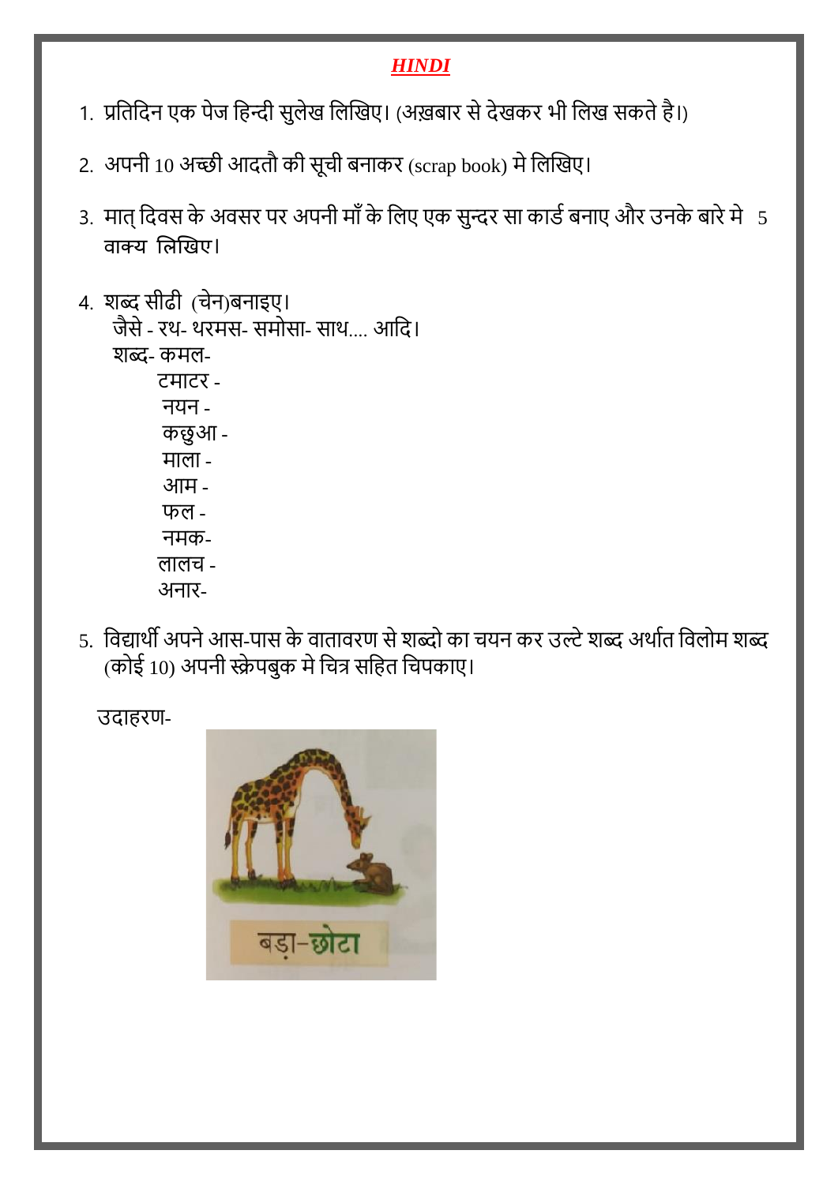## ***HINDI***

1. प्रतिदिन एक पेज हिन्दी सुलेख लिखिए। (अख़बार से देखकर भी लिख सकते है।)

2. अपनी 10 अच्छी आदतौ की सूची बनाकर (scrap book) मे लिखिए।

3. मात् दिवस के अवसर पर अपनी माँ के लिए एक सुन्दर सा कार्ड बनाए और उनके बारे मे 5 वाक्य लिखिए।

4. शब्द सीढी (चेन)बनाइए।
   जैसे - रथ- थरमस- समोसा- साथ.... आदि।
   शब्द- कमल-
   टमाटर -
   नयन -
   कछुआ -
   माला -
   आम -
   फल -
   नमक-
   लालच -
   अनार-

5. विद्यार्थी अपने आस-पास के वातावरण से शब्दो का चयन कर उल्टे शब्द अर्थात विलोम शब्द (कोई 10) अपनी स्क्रेपबुक मे चित्र सहित चिपकाए।

उदाहरण-

बड़ा-छोटा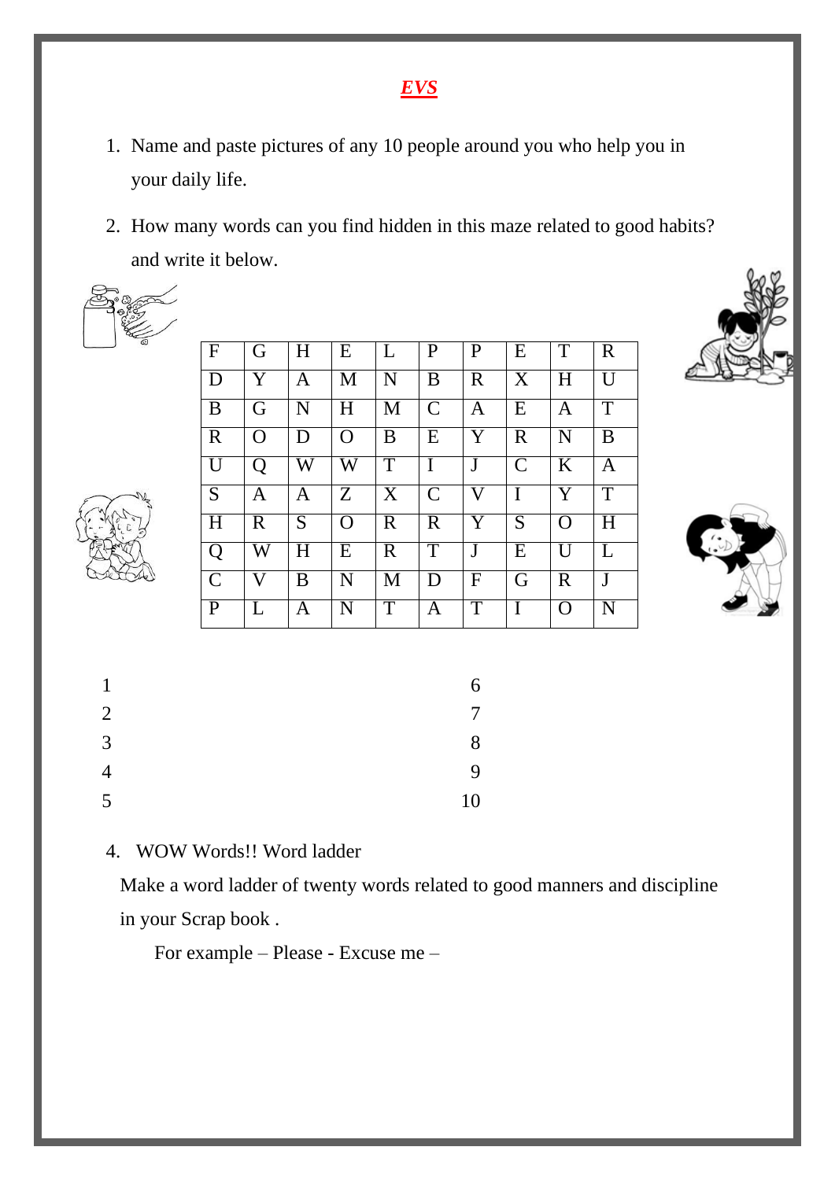# ***EVS***

1. Name and paste pictures of any 10 people around you who help you in your daily life.

2. How many words can you find hidden in this maze related to good habits? and write it below.

| F | G | H | E | L | P | P | E | T | R |
|---|---|---|---|---|---|---|---|---|---|
| D | Y | A | M | N | B | R | X | H | U |
| B | G | N | H | M | C | A | E | A | T |
| R | O | D | O | B | E | Y | R | N | B |
| U | Q | W | W | T | I | J | C | K | A |
| S | A | A | Z | X | C | V | I | Y | T |
| H | R | S | O | R | R | Y | S | O | H |
| Q | W | H | E | R | T | J | E | U | L |
| C | V | B | N | M | D | F | G | R | J |
| P | L | A | N | T | A | T | I | O | N |

1 | 6
2 | 7
3 | 8
4 | 9
5 | 10

4. WOW Words!! Word ladder

Make a word ladder of twenty words related to good manners and discipline in your Scrap book .

For example – Please - Excuse me –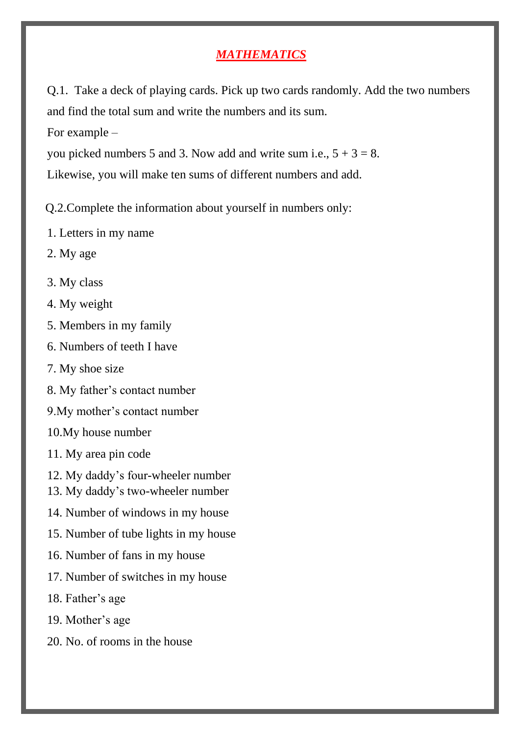# ***MATHEMATICS***

Q.1. Take a deck of playing cards. Pick up two cards randomly. Add the two numbers and find the total sum and write the numbers and its sum.

For example –

you picked numbers 5 and 3. Now add and write sum i.e., $5 + 3 = 8$.

Likewise, you will make ten sums of different numbers and add.

Q.2.Complete the information about yourself in numbers only:

1. Letters in my name
2. My age
3. My class
4. My weight
5. Members in my family
6. Numbers of teeth I have
7. My shoe size
8. My father's contact number
9. My mother's contact number
10. My house number
11. My area pin code
12. My daddy's four-wheeler number
13. My daddy's two-wheeler number
14. Number of windows in my house
15. Number of tube lights in my house
16. Number of fans in my house
17. Number of switches in my house
18. Father's age
19. Mother's age
20. No. of rooms in the house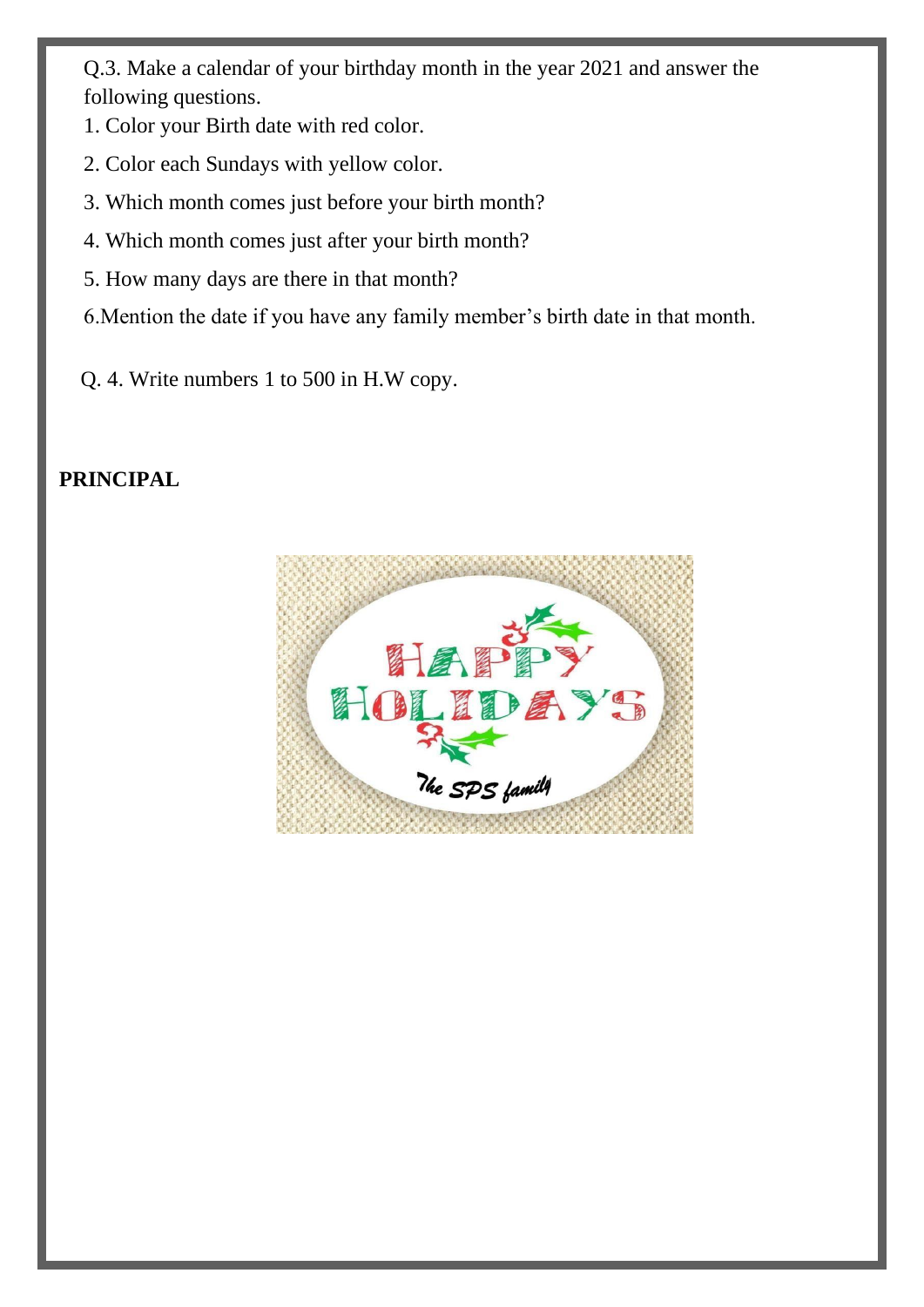Q.3. Make a calendar of your birthday month in the year 2021 and answer the following questions.

1. Color your Birth date with red color.
2. Color each Sundays with yellow color.
3. Which month comes just before your birth month?
4. Which month comes just after your birth month?
5. How many days are there in that month?
6. Mention the date if you have any family member's birth date in that month.

Q. 4. Write numbers 1 to 500 in H.W copy.

**PRINCIPAL**